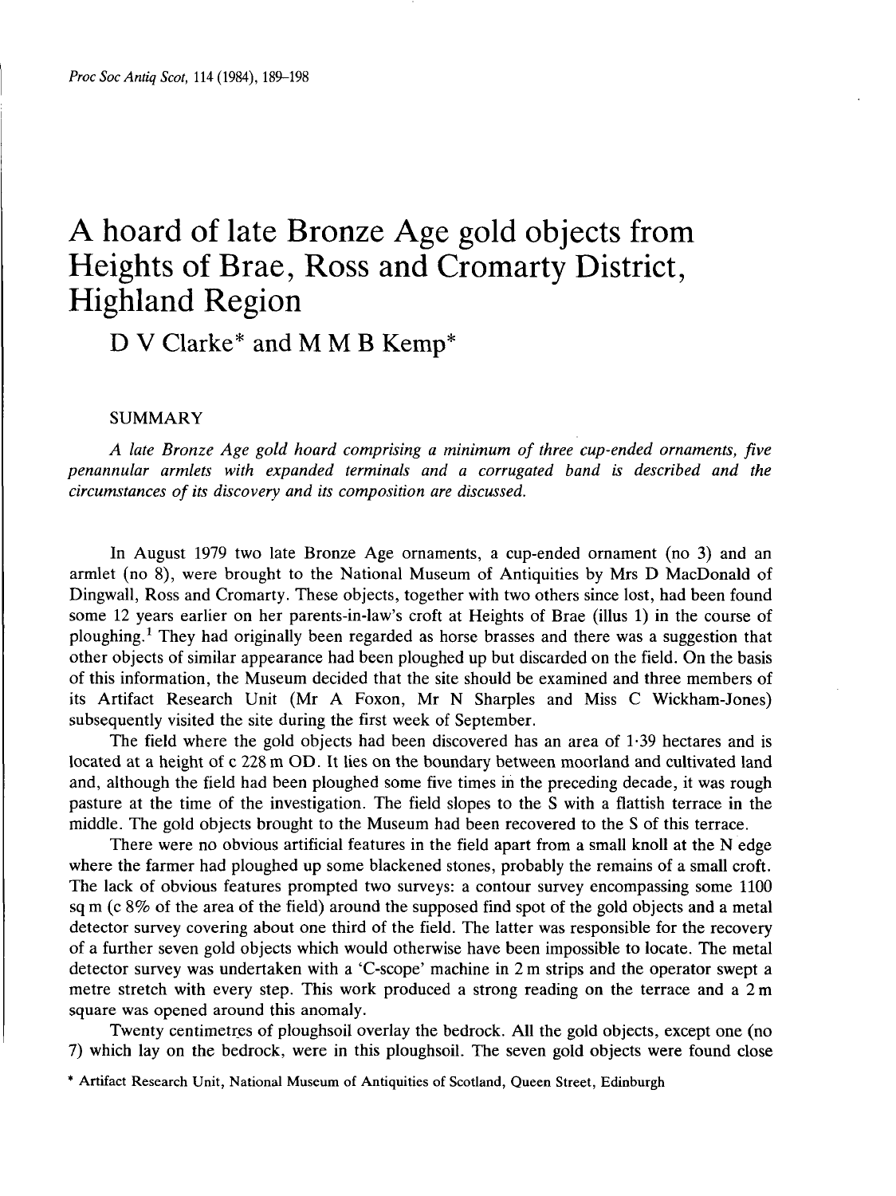# A hoard of late Bronze Age gold objects from Heights of Brae, Ross and Cromarty District, Highland Region

## D V Clarke* and M M B Kemp*

### SUMMARY

*A late Bronze Age gold hoard comprising a minimum of three cup-ended ornaments, five penannular armlets with expanded terminals and a corrugated band is described and the circumstances of its discovery and its composition are discussed.*

In August 1979 two late Bronze Age ornaments, a cup-ended ornament (no 3) and an armlet (no 8), were brought to the National Museum of Antiquities by Mrs D MacDonald of Dingwall, Ross and Cromarty. These objects, together with two others since lost, had been found some 12 years earlier on her parents-in-law's croft at Heights of Brae (illus 1) in the course of ploughing.[1] They had originally been regarded as horse brasses and there was a suggestion that other objects of similar appearance had been ploughed up but discarded on the field. On the basis of this information, the Museum decided that the site should be examined and three members of its Artifact Research Unit (Mr A Foxon, Mr N Sharples and Miss C Wickham-Jones) subsequently visited the site during the first week of September.

The field where the gold objects had been discovered has an area of 1·39 hectares and is located at a height of c 228 m OD. It lies on the boundary between moorland and cultivated land and, although the field had been ploughed some five times in the preceding decade, it was rough pasture at the time of the investigation. The field slopes to the S with a flattish terrace in the middle. The gold objects brought to the Museum had been recovered to the S of this terrace.

There were no obvious artificial features in the field apart from a small knoll at the N edge where the farmer had ploughed up some blackened stones, probably the remains of a small croft. The lack of obvious features prompted two surveys: a contour survey encompassing some 1100 sq m (c 8% of the area of the field) around the supposed find spot of the gold objects and a metal detector survey covering about one third of the field. The latter was responsible for the recovery of a further seven gold objects which would otherwise have been impossible to locate. The metal detector survey was undertaken with a 'C-scope' machine in 2 m strips and the operator swept a metre stretch with every step. This work produced a strong reading on the terrace and a 2 m square was opened around this anomaly.

Twenty centimetres of ploughsoil overlay the bedrock. All the gold objects, except one (no 7) which lay on the bedrock, were in this ploughsoil. The seven gold objects were found close

\* Artifact Research Unit, National Museum of Antiquities of Scotland, Queen Street, Edinburgh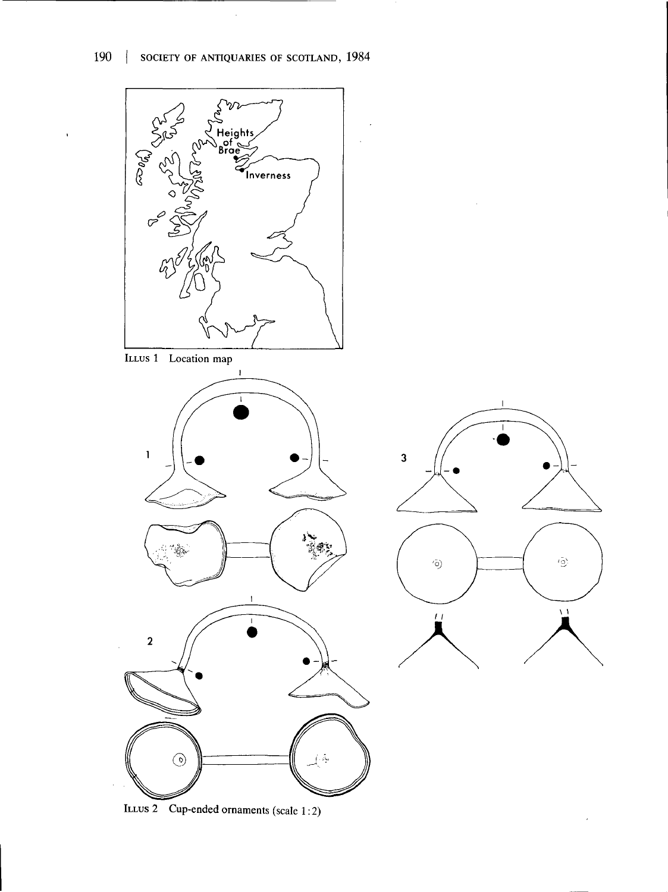ILLUS 1 Location map

ILLUS 2 Cup-ended ornaments (scale 1:2)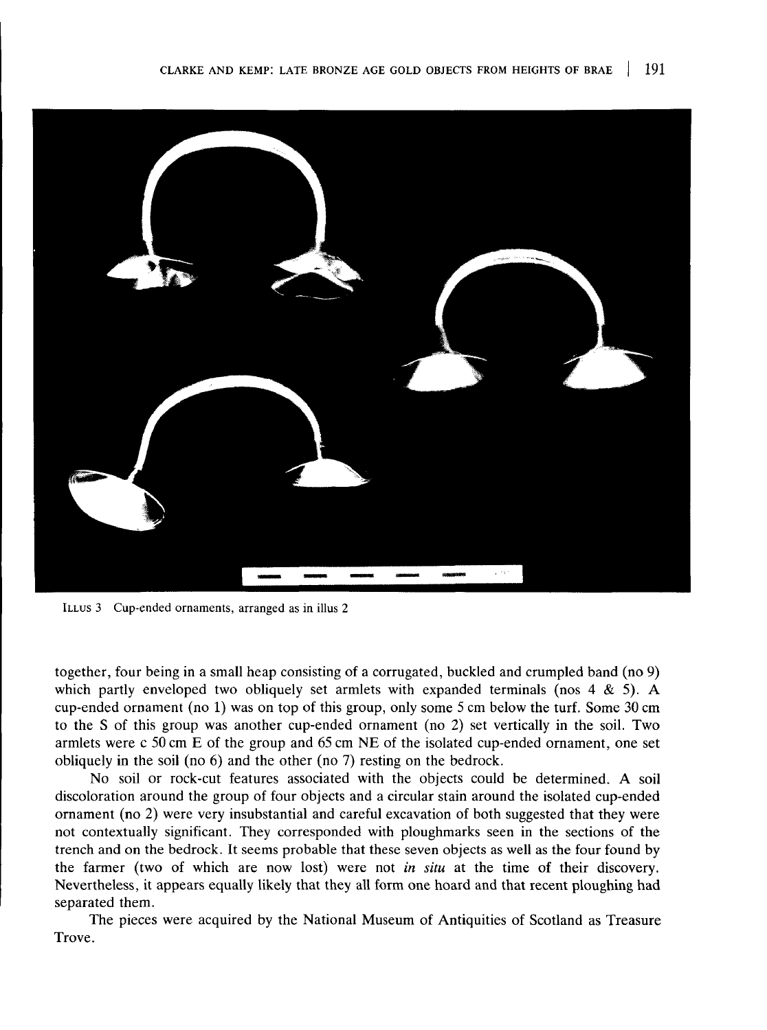ILLUS 3 Cup-ended ornaments, arranged as in illus 2

together, four being in a small heap consisting of a corrugated, buckled and crumpled band (no 9) which partly enveloped two obliquely set armlets with expanded terminals (nos 4 & 5). A cup-ended ornament (no 1) was on top of this group, only some 5 cm below the turf. Some 30 cm to the S of this group was another cup-ended ornament (no 2) set vertically in the soil. Two armlets were c 50 cm E of the group and 65 cm NE of the isolated cup-ended ornament, one set obliquely in the soil (no 6) and the other (no 7) resting on the bedrock.

No soil or rock-cut features associated with the objects could be determined. A soil discoloration around the group of four objects and a circular stain around the isolated cup-ended ornament (no 2) were very insubstantial and careful excavation of both suggested that they were not contextually significant. They corresponded with ploughmarks seen in the sections of the trench and on the bedrock. It seems probable that these seven objects as well as the four found by the farmer (two of which are now lost) were not *in situ* at the time of their discovery. Nevertheless, it appears equally likely that they all form one hoard and that recent ploughing had separated them.

The pieces were acquired by the National Museum of Antiquities of Scotland as Treasure Trove.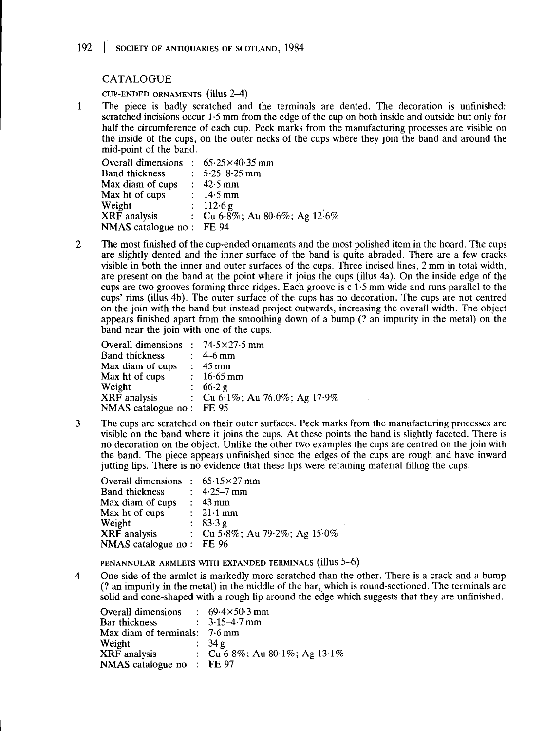## CATALOGUE

### CUP-ENDED ORNAMENTS (illus 2–4)

1 The piece is badly scratched and the terminals are dented. The decoration is unfinished: scratched incisions occur 1·5 mm from the edge of the cup on both inside and outside but only for half the circumference of each cup. Peck marks from the manufacturing processes are visible on the inside of the cups, on the outer necks of the cups where they join the band and around the mid-point of the band.

| | | |
|---|---|---|
| Overall dimensions | : | 65·25×40·35 mm |
| Band thickness | : | 5·25–8·25 mm |
| Max diam of cups | : | 42·5 mm |
| Max ht of cups | : | 14·5 mm |
| Weight | : | 112·6 g |
| XRF analysis | : | Cu 6·8%; Au 80·6%; Ag 12·6% |
| NMAS catalogue no | : | FE 94 |

2 The most finished of the cup-ended ornaments and the most polished item in the hoard. The cups are slightly dented and the inner surface of the band is quite abraded. There are a few cracks visible in both the inner and outer surfaces of the cups. Three incised lines, 2 mm in total width, are present on the band at the point where it joins the cups (illus 4a). On the inside edge of the cups are two grooves forming three ridges. Each groove is c 1·5 mm wide and runs parallel to the cups' rims (illus 4b). The outer surface of the cups has no decoration. The cups are not centred on the join with the band but instead project outwards, increasing the overall width. The object appears finished apart from the smoothing down of a bump (? an impurity in the metal) on the band near the join with one of the cups.

| | | |
|---|---|---|
| Overall dimensions | : | 74·5×27·5 mm |
| Band thickness | : | 4–6 mm |
| Max diam of cups | : | 45 mm |
| Max ht of cups | : | 16·65 mm |
| Weight | : | 66·2 g |
| XRF analysis | : | Cu 6·1%; Au 76.0%; Ag 17·9% |
| NMAS catalogue no | : | FE 95 |

3 The cups are scratched on their outer surfaces. Peck marks from the manufacturing processes are visible on the band where it joins the cups. At these points the band is slightly faceted. There is no decoration on the object. Unlike the other two examples the cups are centred on the join with the band. The piece appears unfinished since the edges of the cups are rough and have inward jutting lips. There is no evidence that these lips were retaining material filling the cups.

| | | |
|---|---|---|
| Overall dimensions | : | 65·15×27 mm |
| Band thickness | : | 4·25–7 mm |
| Max diam of cups | : | 43 mm |
| Max ht of cups | : | 21·1 mm |
| Weight | : | 83·3 g |
| XRF analysis | : | Cu 5·8%; Au 79·2%; Ag 15·0% |
| NMAS catalogue no | : | FE 96 |

### PENANNULAR ARMLETS WITH EXPANDED TERMINALS (illus 5–6)

4 One side of the armlet is markedly more scratched than the other. There is a crack and a bump (? an impurity in the metal) in the middle of the bar, which is round-sectioned. The terminals are solid and cone-shaped with a rough lip around the edge which suggests that they are unfinished.

| | | |
|---|---|---|
| Overall dimensions | : | 69·4×50·3 mm |
| Bar thickness | : | 3·15–4·7 mm |
| Max diam of terminals | : | 7·6 mm |
| Weight | : | 34 g |
| XRF analysis | : | Cu 6·8%; Au 80·1%; Ag 13·1% |
| NMAS catalogue no | : | FE 97 |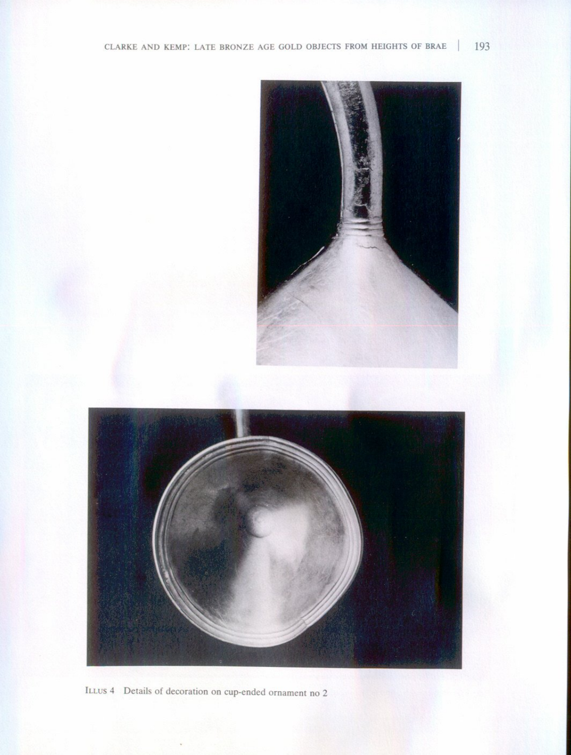Illus 4 Details of decoration on cup-ended ornament no 2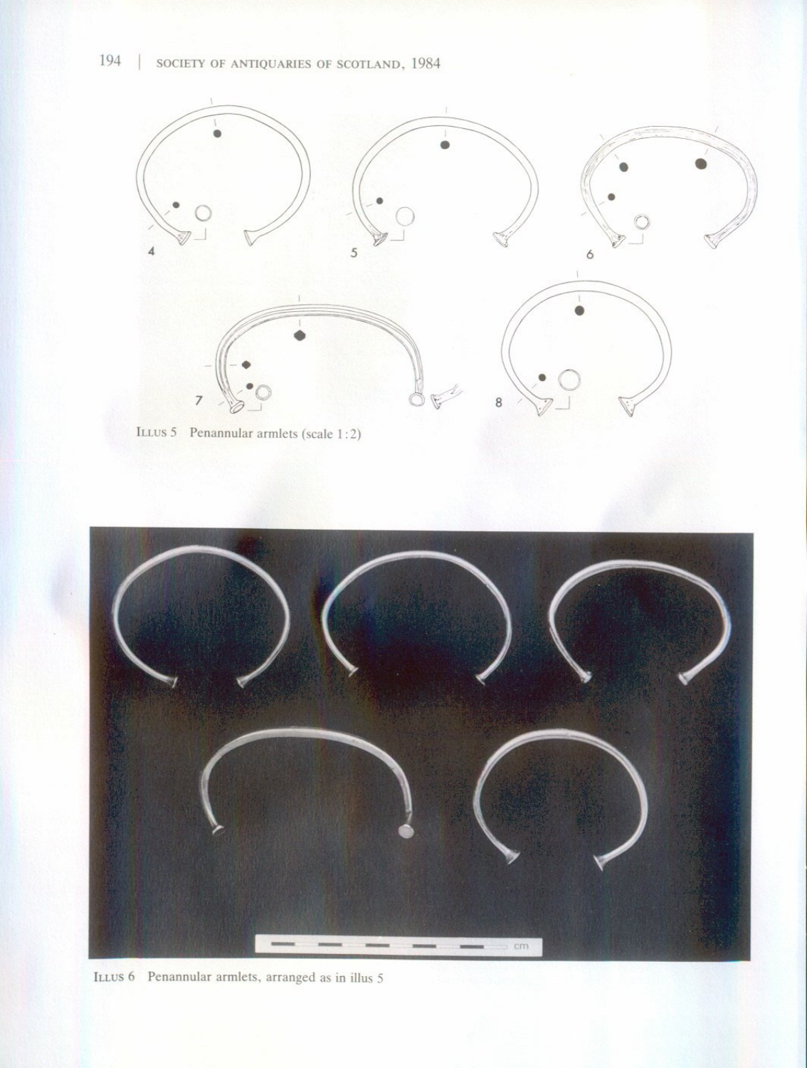Illus 5 Penannular armlets (scale 1:2)

Illus 6 Penannular armlets, arranged as in illus 5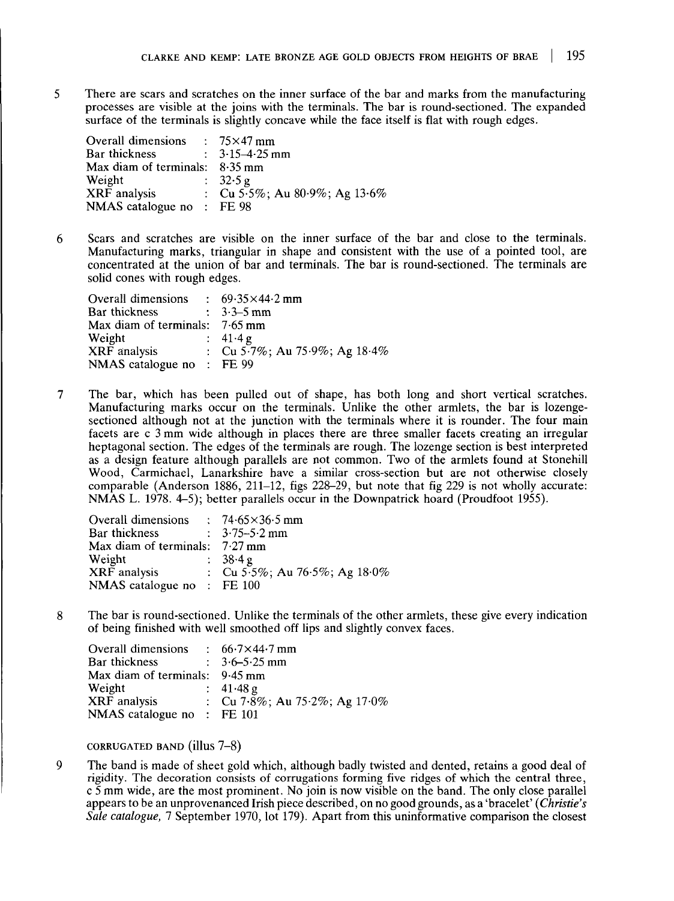5 There are scars and scratches on the inner surface of the bar and marks from the manufacturing processes are visible at the joins with the terminals. The bar is round-sectioned. The expanded surface of the terminals is slightly concave while the face itself is flat with rough edges.

| | |
|---|---|
| Overall dimensions | : 75×47 mm |
| Bar thickness | : 3·15–4·25 mm |
| Max diam of terminals: | 8·35 mm |
| Weight | : 32·5 g |
| XRF analysis | : Cu 5·5%; Au 80·9%; Ag 13·6% |
| NMAS catalogue no | : FE 98 |

6 Scars and scratches are visible on the inner surface of the bar and close to the terminals. Manufacturing marks, triangular in shape and consistent with the use of a pointed tool, are concentrated at the union of bar and terminals. The bar is round-sectioned. The terminals are solid cones with rough edges.

| | |
|---|---|
| Overall dimensions | : 69·35×44·2 mm |
| Bar thickness | : 3·3–5 mm |
| Max diam of terminals: | 7·65 mm |
| Weight | : 41·4 g |
| XRF analysis | : Cu 5·7%; Au 75·9%; Ag 18·4% |
| NMAS catalogue no | : FE 99 |

7 The bar, which has been pulled out of shape, has both long and short vertical scratches. Manufacturing marks occur on the terminals. Unlike the other armlets, the bar is lozenge-sectioned although not at the junction with the terminals where it is rounder. The four main facets are c 3 mm wide although in places there are three smaller facets creating an irregular heptagonal section. The edges of the terminals are rough. The lozenge section is best interpreted as a design feature although parallels are not common. Two of the armlets found at Stonehill Wood, Carmichael, Lanarkshire have a similar cross-section but are not otherwise closely comparable (Anderson 1886, 211–12, figs 228–29, but note that fig 229 is not wholly accurate: NMAS L. 1978. 4–5); better parallels occur in the Downpatrick hoard (Proudfoot 1955).

| | |
|---|---|
| Overall dimensions | : 74·65×36·5 mm |
| Bar thickness | : 3·75–5·2 mm |
| Max diam of terminals: | 7·27 mm |
| Weight | : 38·4 g |
| XRF analysis | : Cu 5·5%; Au 76·5%; Ag 18·0% |
| NMAS catalogue no | : FE 100 |

8 The bar is round-sectioned. Unlike the terminals of the other armlets, these give every indication of being finished with well smoothed off lips and slightly convex faces.

| | |
|---|---|
| Overall dimensions | : 66·7×44·7 mm |
| Bar thickness | : 3·6–5·25 mm |
| Max diam of terminals: | 9·45 mm |
| Weight | : 41·48 g |
| XRF analysis | : Cu 7·8%; Au 75·2%; Ag 17·0% |
| NMAS catalogue no | : FE 101 |

CORRUGATED BAND (illus 7–8)

9 The band is made of sheet gold which, although badly twisted and dented, retains a good deal of rigidity. The decoration consists of corrugations forming five ridges of which the central three, c 5 mm wide, are the most prominent. No join is now visible on the band. The only close parallel appears to be an unprovenanced Irish piece described, on no good grounds, as a 'bracelet' (*Christie's Sale catalogue*, 7 September 1970, lot 179). Apart from this uninformative comparison the closest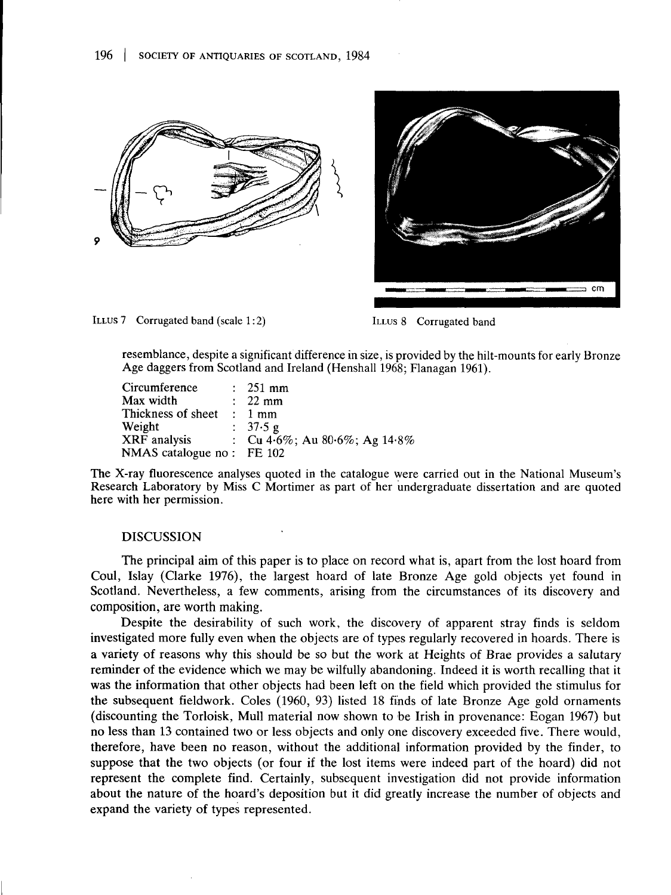ILLUS 7 Corrugated band (scale 1:2)

ILLUS 8 Corrugated band

resemblance, despite a significant difference in size, is provided by the hilt-mounts for early Bronze Age daggers from Scotland and Ireland (Henshall 1968; Flanagan 1961).

| | |
|---|---|
| Circumference | : 251 mm |
| Max width | : 22 mm |
| Thickness of sheet | : 1 mm |
| Weight | : 37·5 g |
| XRF analysis | : Cu 4·6%; Au 80·6%; Ag 14·8% |
| NMAS catalogue no | : FE 102 |

The X-ray fluorescence analyses quoted in the catalogue were carried out in the National Museum's Research Laboratory by Miss C Mortimer as part of her undergraduate dissertation and are quoted here with her permission.

## DISCUSSION

The principal aim of this paper is to place on record what is, apart from the lost hoard from Coul, Islay (Clarke 1976), the largest hoard of late Bronze Age gold objects yet found in Scotland. Nevertheless, a few comments, arising from the circumstances of its discovery and composition, are worth making.

Despite the desirability of such work, the discovery of apparent stray finds is seldom investigated more fully even when the objects are of types regularly recovered in hoards. There is a variety of reasons why this should be so but the work at Heights of Brae provides a salutary reminder of the evidence which we may be wilfully abandoning. Indeed it is worth recalling that it was the information that other objects had been left on the field which provided the stimulus for the subsequent fieldwork. Coles (1960, 93) listed 18 finds of late Bronze Age gold ornaments (discounting the Torloisk, Mull material now shown to be Irish in provenance: Eogan 1967) but no less than 13 contained two or less objects and only one discovery exceeded five. There would, therefore, have been no reason, without the additional information provided by the finder, to suppose that the two objects (or four if the lost items were indeed part of the hoard) did not represent the complete find. Certainly, subsequent investigation did not provide information about the nature of the hoard's deposition but it did greatly increase the number of objects and expand the variety of types represented.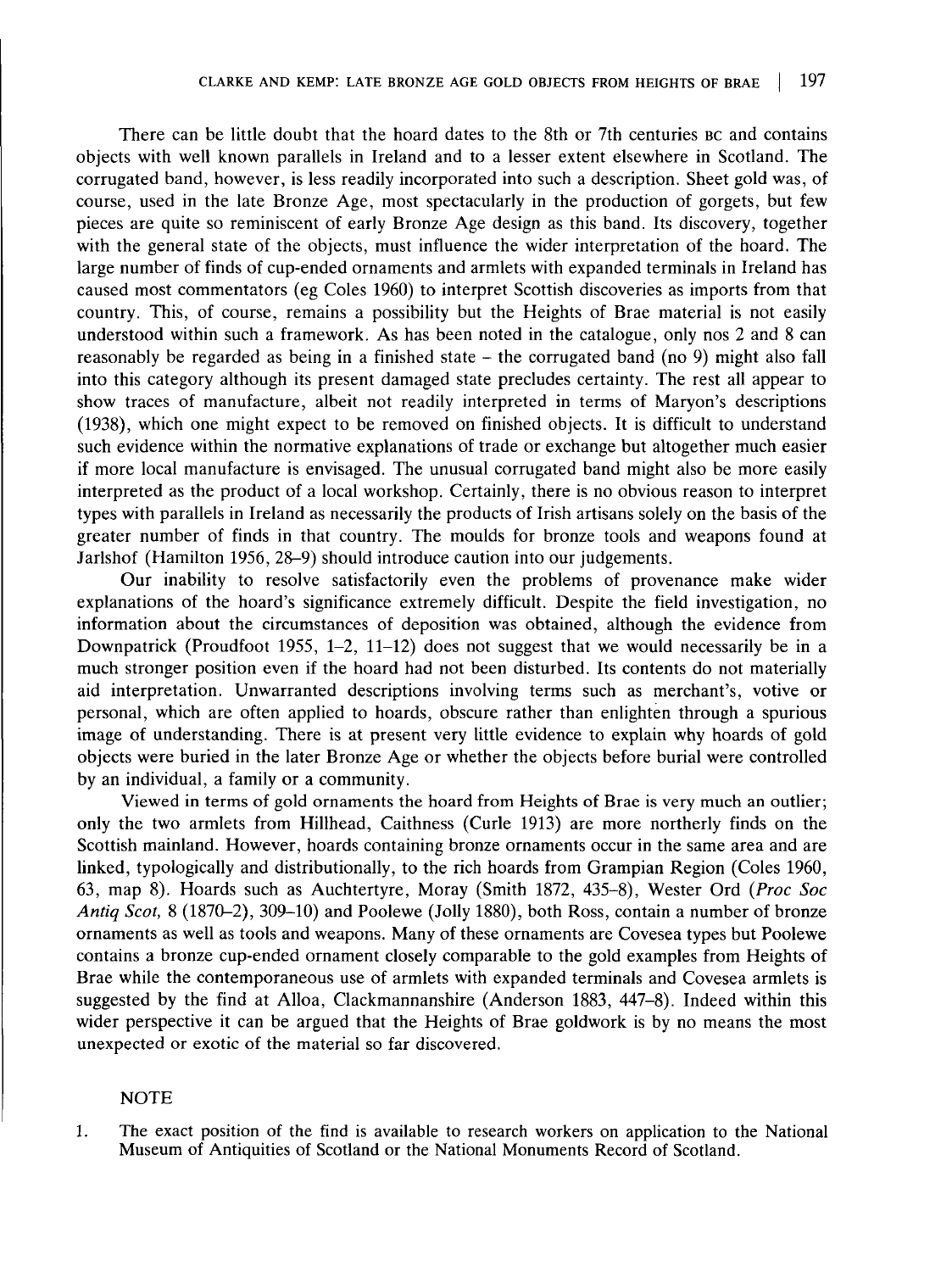There can be little doubt that the hoard dates to the 8th or 7th centuries BC and contains objects with well known parallels in Ireland and to a lesser extent elsewhere in Scotland. The corrugated band, however, is less readily incorporated into such a description. Sheet gold was, of course, used in the late Bronze Age, most spectacularly in the production of gorgets, but few pieces are quite so reminiscent of early Bronze Age design as this band. Its discovery, together with the general state of the objects, must influence the wider interpretation of the hoard. The large number of finds of cup-ended ornaments and armlets with expanded terminals in Ireland has caused most commentators (eg Coles 1960) to interpret Scottish discoveries as imports from that country. This, of course, remains a possibility but the Heights of Brae material is not easily understood within such a framework. As has been noted in the catalogue, only nos 2 and 8 can reasonably be regarded as being in a finished state – the corrugated band (no 9) might also fall into this category although its present damaged state precludes certainty. The rest all appear to show traces of manufacture, albeit not readily interpreted in terms of Maryon's descriptions (1938), which one might expect to be removed on finished objects. It is difficult to understand such evidence within the normative explanations of trade or exchange but altogether much easier if more local manufacture is envisaged. The unusual corrugated band might also be more easily interpreted as the product of a local workshop. Certainly, there is no obvious reason to interpret types with parallels in Ireland as necessarily the products of Irish artisans solely on the basis of the greater number of finds in that country. The moulds for bronze tools and weapons found at Jarlshof (Hamilton 1956, 28–9) should introduce caution into our judgements.

Our inability to resolve satisfactorily even the problems of provenance make wider explanations of the hoard's significance extremely difficult. Despite the field investigation, no information about the circumstances of deposition was obtained, although the evidence from Downpatrick (Proudfoot 1955, 1–2, 11–12) does not suggest that we would necessarily be in a much stronger position even if the hoard had not been disturbed. Its contents do not materially aid interpretation. Unwarranted descriptions involving terms such as merchant's, votive or personal, which are often applied to hoards, obscure rather than enlighten through a spurious image of understanding. There is at present very little evidence to explain why hoards of gold objects were buried in the later Bronze Age or whether the objects before burial were controlled by an individual, a family or a community.

Viewed in terms of gold ornaments the hoard from Heights of Brae is very much an outlier; only the two armlets from Hillhead, Caithness (Curle 1913) are more northerly finds on the Scottish mainland. However, hoards containing bronze ornaments occur in the same area and are linked, typologically and distributionally, to the rich hoards from Grampian Region (Coles 1960, 63, map 8). Hoards such as Auchtertyre, Moray (Smith 1872, 435–8), Wester Ord (*Proc Soc Antiq Scot,* 8 (1870–2), 309–10) and Poolewe (Jolly 1880), both Ross, contain a number of bronze ornaments as well as tools and weapons. Many of these ornaments are Covesea types but Poolewe contains a bronze cup-ended ornament closely comparable to the gold examples from Heights of Brae while the contemporaneous use of armlets with expanded terminals and Covesea armlets is suggested by the find at Alloa, Clackmannanshire (Anderson 1883, 447–8). Indeed within this wider perspective it can be argued that the Heights of Brae goldwork is by no means the most unexpected or exotic of the material so far discovered.

## NOTE

1. The exact position of the find is available to research workers on application to the National Museum of Antiquities of Scotland or the National Monuments Record of Scotland.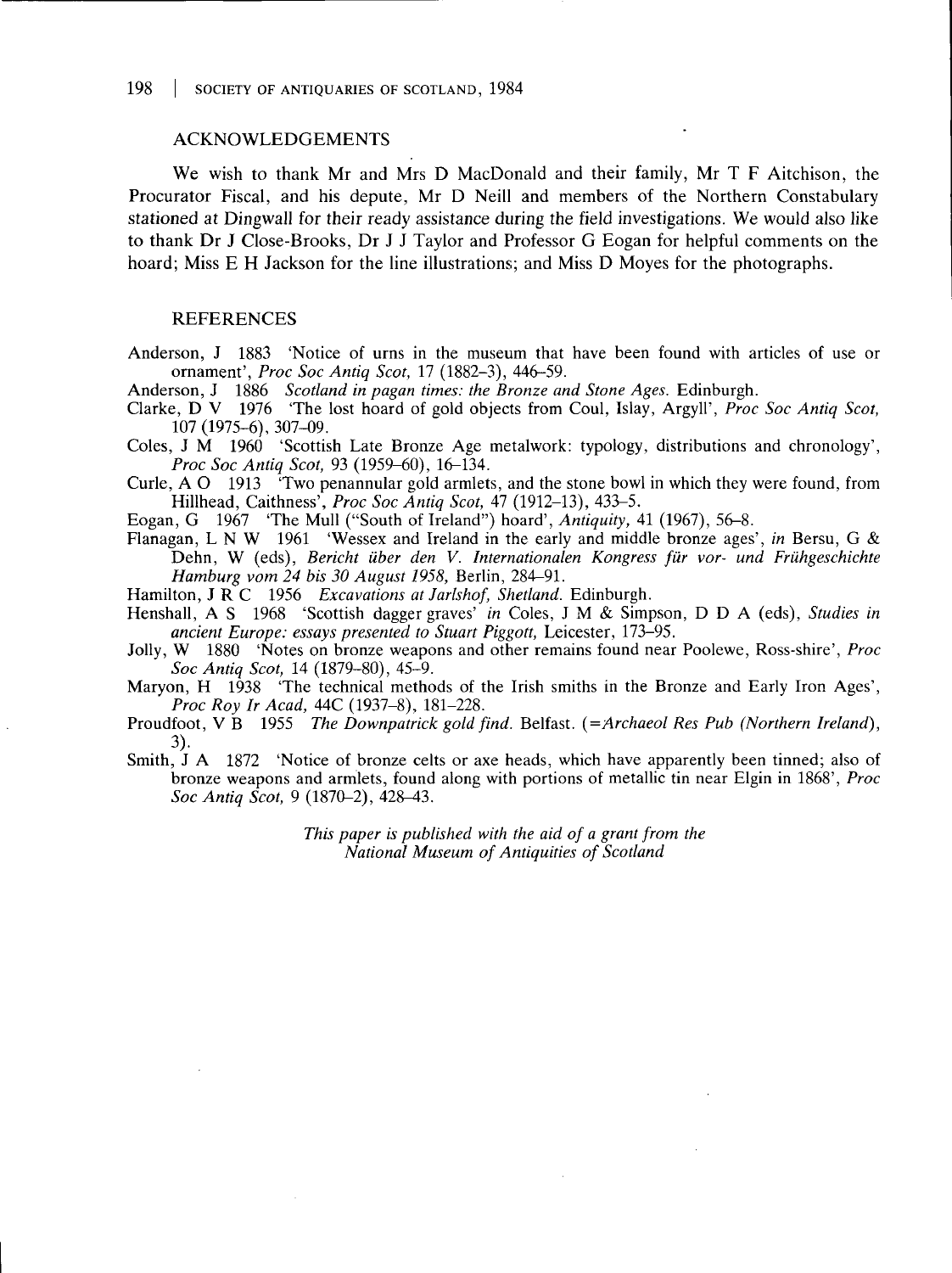## ACKNOWLEDGEMENTS

We wish to thank Mr and Mrs D MacDonald and their family, Mr T F Aitchison, the Procurator Fiscal, and his depute, Mr D Neill and members of the Northern Constabulary stationed at Dingwall for their ready assistance during the field investigations. We would also like to thank Dr J Close-Brooks, Dr J J Taylor and Professor G Eogan for helpful comments on the hoard; Miss E H Jackson for the line illustrations; and Miss D Moyes for the photographs.

## REFERENCES

Anderson, J 1883 'Notice of urns in the museum that have been found with articles of use or ornament', *Proc Soc Antiq Scot,* 17 (1882–3), 446–59.

Anderson, J 1886 *Scotland in pagan times: the Bronze and Stone Ages.* Edinburgh.

Clarke, D V 1976 'The lost hoard of gold objects from Coul, Islay, Argyll', *Proc Soc Antiq Scot,* 107 (1975–6), 307–09.

Coles, J M 1960 'Scottish Late Bronze Age metalwork: typology, distributions and chronology', *Proc Soc Antiq Scot,* 93 (1959–60), 16–134.

Curle, A O 1913 'Two penannular gold armlets, and the stone bowl in which they were found, from Hillhead, Caithness', *Proc Soc Antiq Scot,* 47 (1912–13), 433–5.

Eogan, G 1967 'The Mull ("South of Ireland") hoard', *Antiquity,* 41 (1967), 56–8.

Flanagan, L N W 1961 'Wessex and Ireland in the early and middle bronze ages', *in* Bersu, G & Dehn, W (eds), *Bericht über den V. Internationalen Kongress für vor- und Frühgeschichte Hamburg vom 24 bis 30 August 1958,* Berlin, 284–91.

Hamilton, J R C 1956 *Excavations at Jarlshof, Shetland.* Edinburgh.

Henshall, A S 1968 'Scottish dagger graves' *in* Coles, J M & Simpson, D D A (eds), *Studies in ancient Europe: essays presented to Stuart Piggott,* Leicester, 173–95.

Jolly, W 1880 'Notes on bronze weapons and other remains found near Poolewe, Ross-shire', *Proc Soc Antiq Scot,* 14 (1879–80), 45–9.

Maryon, H 1938 'The technical methods of the Irish smiths in the Bronze and Early Iron Ages', *Proc Roy Ir Acad,* 44C (1937–8), 181–228.

Proudfoot, V B 1955 *The Downpatrick gold find.* Belfast. (*=Archaeol Res Pub (Northern Ireland),* 3).

Smith, J A 1872 'Notice of bronze celts or axe heads, which have apparently been tinned; also of bronze weapons and armlets, found along with portions of metallic tin near Elgin in 1868', *Proc Soc Antiq Scot,* 9 (1870–2), 428–43.

*This paper is published with the aid of a grant from the National Museum of Antiquities of Scotland*